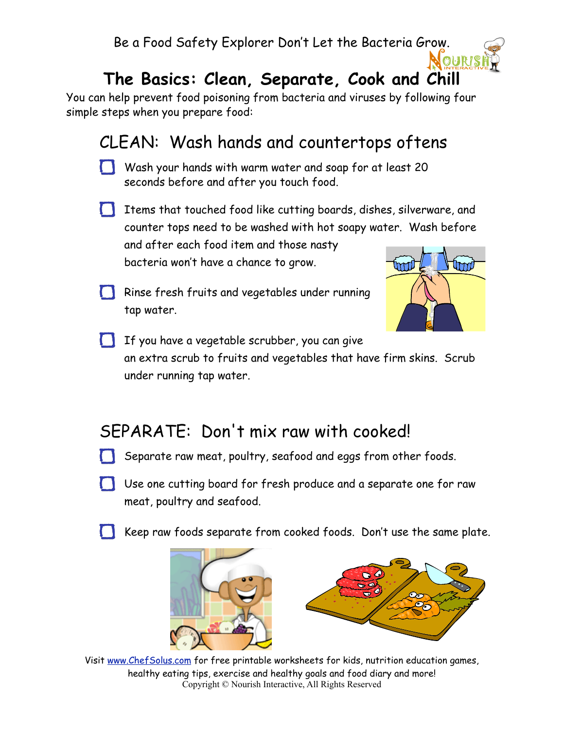Be a Food Safety Explorer Don't Let the Bacteria Grow.

# The Basics: Clean, Separate, Cook and Chill

You can help prevent food poisoning from bacteria and viruses by following four simple steps when you prepare food:

## CLEAN: Wash hands and countertops oftens

- [ ] Wash your hands with warm water and soap for at least 20 seconds before and after you touch food.
- [ ] Items that touched food like cutting boards, dishes, silverware, and counter tops need to be washed with hot soapy water. Wash before and after each food item and those nasty bacteria won't have a chance to grow.
- [ ] Rinse fresh fruits and vegetables under running tap water.
- [ ] If you have a vegetable scrubber, you can give an extra scrub to fruits and vegetables that have firm skins. Scrub under running tap water.

## SEPARATE: Don't mix raw with cooked!

- [ ] Separate raw meat, poultry, seafood and eggs from other foods.
- [ ] Use one cutting board for fresh produce and a separate one for raw meat, poultry and seafood.
- [ ] Keep raw foods separate from cooked foods. Don't use the same plate.

Visit www.ChefSolus.com for free printable worksheets for kids, nutrition education games, healthy eating tips, exercise and healthy goals and food diary and more!

Copyright © Nourish Interactive, All Rights Reserved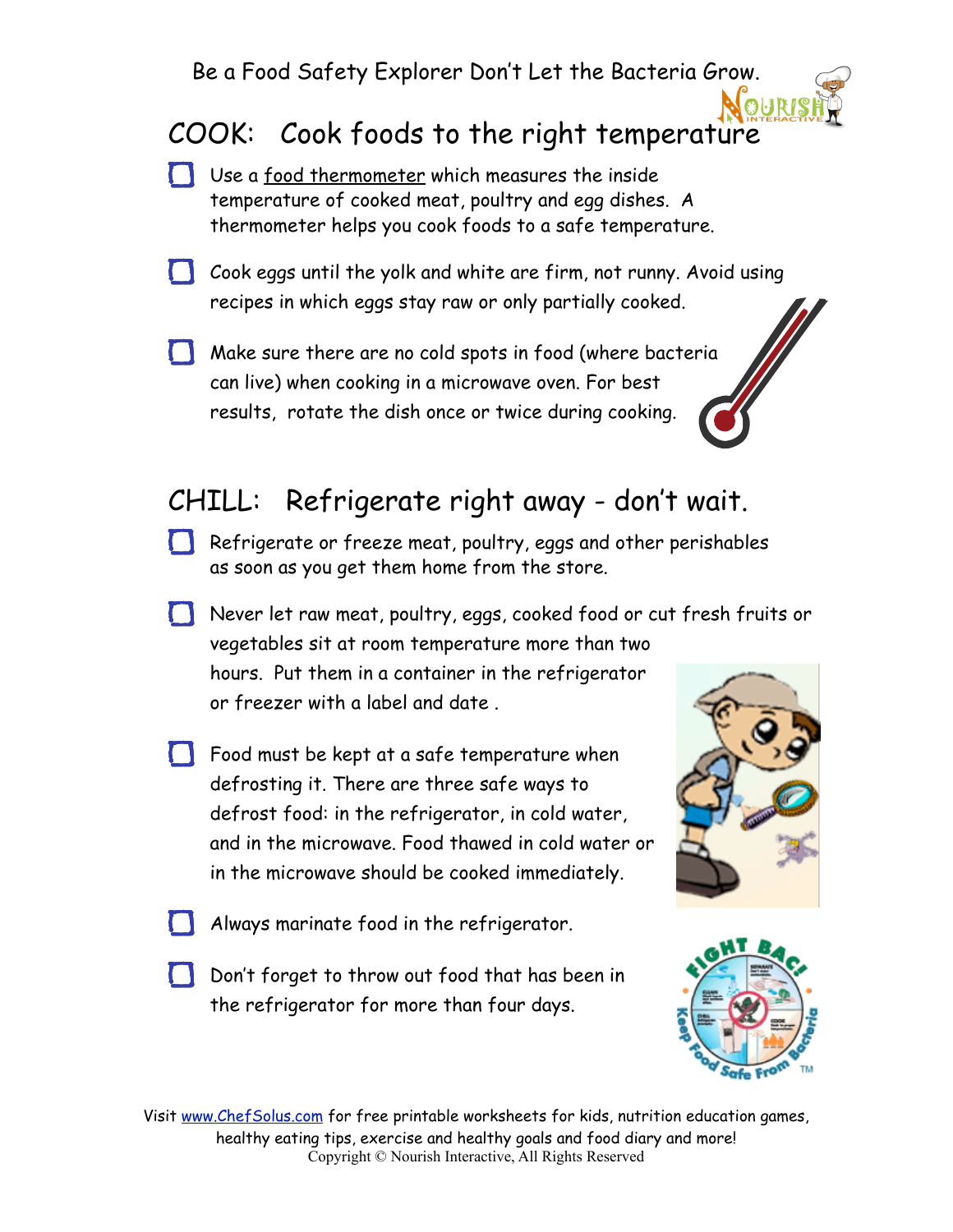Be a Food Safety Explorer Don't Let the Bacteria Grow.

## COOK: Cook foods to the right temperature

- [ ] Use a food thermometer which measures the inside temperature of cooked meat, poultry and egg dishes. A thermometer helps you cook foods to a safe temperature.
- [ ] Cook eggs until the yolk and white are firm, not runny. Avoid using recipes in which eggs stay raw or only partially cooked.
- [ ] Make sure there are no cold spots in food (where bacteria can live) when cooking in a microwave oven. For best results, rotate the dish once or twice during cooking.

## CHILL: Refrigerate right away - don't wait.

- [ ] Refrigerate or freeze meat, poultry, eggs and other perishables as soon as you get them home from the store.
- [ ] Never let raw meat, poultry, eggs, cooked food or cut fresh fruits or vegetables sit at room temperature more than two hours. Put them in a container in the refrigerator or freezer with a label and date .
- [ ] Food must be kept at a safe temperature when defrosting it. There are three safe ways to defrost food: in the refrigerator, in cold water, and in the microwave. Food thawed in cold water or in the microwave should be cooked immediately.
- [ ] Always marinate food in the refrigerator.
- [ ] Don't forget to throw out food that has been in the refrigerator for more than four days.

Visit www.ChefSolus.com for free printable worksheets for kids, nutrition education games, healthy eating tips, exercise and healthy goals and food diary and more!
Copyright © Nourish Interactive, All Rights Reserved